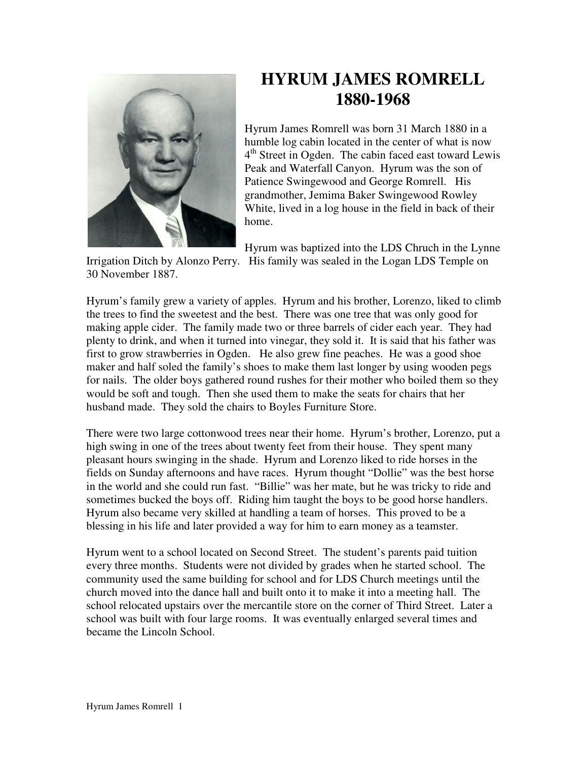# HYRUM JAMES ROMRELL
# 1880-1968

Hyrum James Romrell was born 31 March 1880 in a humble log cabin located in the center of what is now 4th Street in Ogden. The cabin faced east toward Lewis Peak and Waterfall Canyon. Hyrum was the son of Patience Swingewood and George Romrell. His grandmother, Jemima Baker Swingewood Rowley White, lived in a log house in the field in back of their home.

Hyrum was baptized into the LDS Chruch in the Lynne Irrigation Ditch by Alonzo Perry. His family was sealed in the Logan LDS Temple on 30 November 1887.

Hyrum's family grew a variety of apples. Hyrum and his brother, Lorenzo, liked to climb the trees to find the sweetest and the best. There was one tree that was only good for making apple cider. The family made two or three barrels of cider each year. They had plenty to drink, and when it turned into vinegar, they sold it. It is said that his father was first to grow strawberries in Ogden. He also grew fine peaches. He was a good shoe maker and half soled the family's shoes to make them last longer by using wooden pegs for nails. The older boys gathered round rushes for their mother who boiled them so they would be soft and tough. Then she used them to make the seats for chairs that her husband made. They sold the chairs to Boyles Furniture Store.

There were two large cottonwood trees near their home. Hyrum's brother, Lorenzo, put a high swing in one of the trees about twenty feet from their house. They spent many pleasant hours swinging in the shade. Hyrum and Lorenzo liked to ride horses in the fields on Sunday afternoons and have races. Hyrum thought "Dollie" was the best horse in the world and she could run fast. "Billie" was her mate, but he was tricky to ride and sometimes bucked the boys off. Riding him taught the boys to be good horse handlers. Hyrum also became very skilled at handling a team of horses. This proved to be a blessing in his life and later provided a way for him to earn money as a teamster.

Hyrum went to a school located on Second Street. The student's parents paid tuition every three months. Students were not divided by grades when he started school. The community used the same building for school and for LDS Church meetings until the church moved into the dance hall and built onto it to make it into a meeting hall. The school relocated upstairs over the mercantile store on the corner of Third Street. Later a school was built with four large rooms. It was eventually enlarged several times and became the Lincoln School.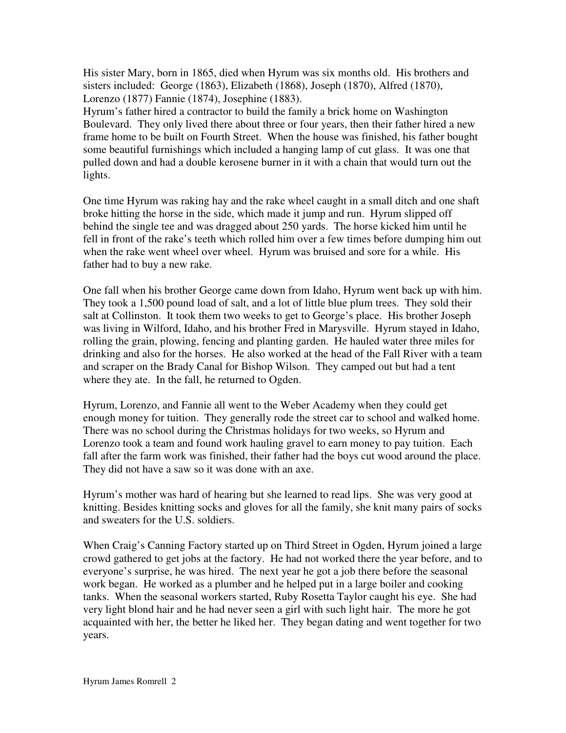His sister Mary, born in 1865, died when Hyrum was six months old. His brothers and sisters included: George (1863), Elizabeth (1868), Joseph (1870), Alfred (1870), Lorenzo (1877) Fannie (1874), Josephine (1883).
Hyrum's father hired a contractor to build the family a brick home on Washington Boulevard. They only lived there about three or four years, then their father hired a new frame home to be built on Fourth Street. When the house was finished, his father bought some beautiful furnishings which included a hanging lamp of cut glass. It was one that pulled down and had a double kerosene burner in it with a chain that would turn out the lights.

One time Hyrum was raking hay and the rake wheel caught in a small ditch and one shaft broke hitting the horse in the side, which made it jump and run. Hyrum slipped off behind the single tee and was dragged about 250 yards. The horse kicked him until he fell in front of the rake's teeth which rolled him over a few times before dumping him out when the rake went wheel over wheel. Hyrum was bruised and sore for a while. His father had to buy a new rake.

One fall when his brother George came down from Idaho, Hyrum went back up with him. They took a 1,500 pound load of salt, and a lot of little blue plum trees. They sold their salt at Collinston. It took them two weeks to get to George's place. His brother Joseph was living in Wilford, Idaho, and his brother Fred in Marysville. Hyrum stayed in Idaho, rolling the grain, plowing, fencing and planting garden. He hauled water three miles for drinking and also for the horses. He also worked at the head of the Fall River with a team and scraper on the Brady Canal for Bishop Wilson. They camped out but had a tent where they ate. In the fall, he returned to Ogden.

Hyrum, Lorenzo, and Fannie all went to the Weber Academy when they could get enough money for tuition. They generally rode the street car to school and walked home. There was no school during the Christmas holidays for two weeks, so Hyrum and Lorenzo took a team and found work hauling gravel to earn money to pay tuition. Each fall after the farm work was finished, their father had the boys cut wood around the place. They did not have a saw so it was done with an axe.

Hyrum's mother was hard of hearing but she learned to read lips. She was very good at knitting. Besides knitting socks and gloves for all the family, she knit many pairs of socks and sweaters for the U.S. soldiers.

When Craig's Canning Factory started up on Third Street in Ogden, Hyrum joined a large crowd gathered to get jobs at the factory. He had not worked there the year before, and to everyone's surprise, he was hired. The next year he got a job there before the seasonal work began. He worked as a plumber and he helped put in a large boiler and cooking tanks. When the seasonal workers started, Ruby Rosetta Taylor caught his eye. She had very light blond hair and he had never seen a girl with such light hair. The more he got acquainted with her, the better he liked her. They began dating and went together for two years.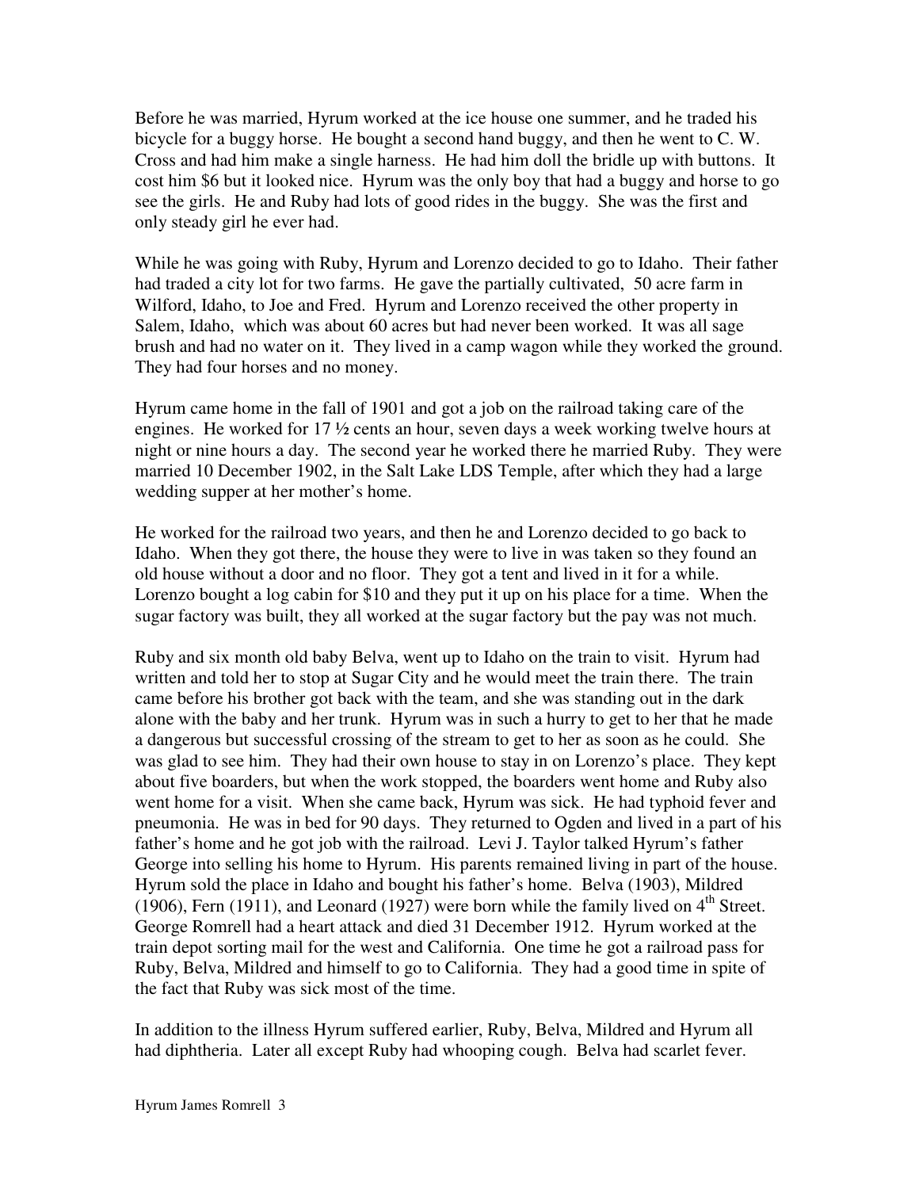Before he was married, Hyrum worked at the ice house one summer, and he traded his bicycle for a buggy horse. He bought a second hand buggy, and then he went to C. W. Cross and had him make a single harness. He had him doll the bridle up with buttons. It cost him $6 but it looked nice. Hyrum was the only boy that had a buggy and horse to go see the girls. He and Ruby had lots of good rides in the buggy. She was the first and only steady girl he ever had.

While he was going with Ruby, Hyrum and Lorenzo decided to go to Idaho. Their father had traded a city lot for two farms. He gave the partially cultivated, 50 acre farm in Wilford, Idaho, to Joe and Fred. Hyrum and Lorenzo received the other property in Salem, Idaho, which was about 60 acres but had never been worked. It was all sage brush and had no water on it. They lived in a camp wagon while they worked the ground. They had four horses and no money.

Hyrum came home in the fall of 1901 and got a job on the railroad taking care of the engines. He worked for 17 ½ cents an hour, seven days a week working twelve hours at night or nine hours a day. The second year he worked there he married Ruby. They were married 10 December 1902, in the Salt Lake LDS Temple, after which they had a large wedding supper at her mother's home.

He worked for the railroad two years, and then he and Lorenzo decided to go back to Idaho. When they got there, the house they were to live in was taken so they found an old house without a door and no floor. They got a tent and lived in it for a while. Lorenzo bought a log cabin for $10 and they put it up on his place for a time. When the sugar factory was built, they all worked at the sugar factory but the pay was not much.

Ruby and six month old baby Belva, went up to Idaho on the train to visit. Hyrum had written and told her to stop at Sugar City and he would meet the train there. The train came before his brother got back with the team, and she was standing out in the dark alone with the baby and her trunk. Hyrum was in such a hurry to get to her that he made a dangerous but successful crossing of the stream to get to her as soon as he could. She was glad to see him. They had their own house to stay in on Lorenzo's place. They kept about five boarders, but when the work stopped, the boarders went home and Ruby also went home for a visit. When she came back, Hyrum was sick. He had typhoid fever and pneumonia. He was in bed for 90 days. They returned to Ogden and lived in a part of his father's home and he got job with the railroad. Levi J. Taylor talked Hyrum's father George into selling his home to Hyrum. His parents remained living in part of the house. Hyrum sold the place in Idaho and bought his father's home. Belva (1903), Mildred (1906), Fern (1911), and Leonard (1927) were born while the family lived on 4th Street. George Romrell had a heart attack and died 31 December 1912. Hyrum worked at the train depot sorting mail for the west and California. One time he got a railroad pass for Ruby, Belva, Mildred and himself to go to California. They had a good time in spite of the fact that Ruby was sick most of the time.

In addition to the illness Hyrum suffered earlier, Ruby, Belva, Mildred and Hyrum all had diphtheria. Later all except Ruby had whooping cough. Belva had scarlet fever.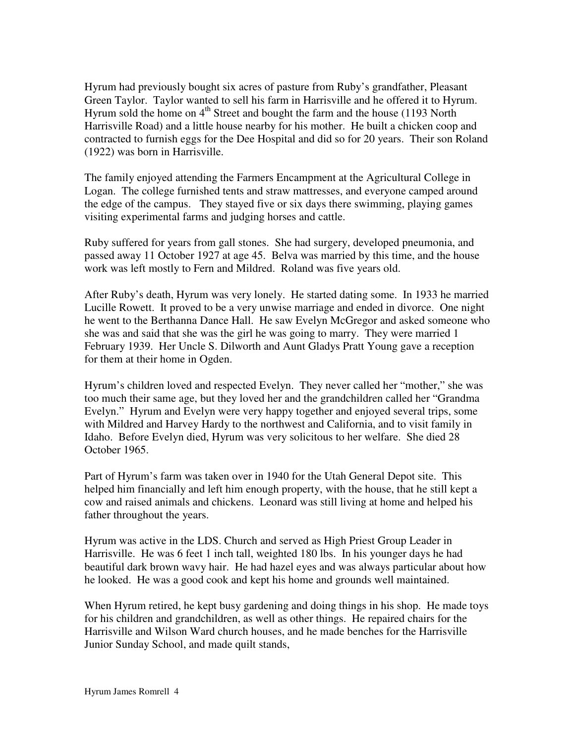Hyrum had previously bought six acres of pasture from Ruby's grandfather, Pleasant Green Taylor. Taylor wanted to sell his farm in Harrisville and he offered it to Hyrum. Hyrum sold the home on 4th Street and bought the farm and the house (1193 North Harrisville Road) and a little house nearby for his mother. He built a chicken coop and contracted to furnish eggs for the Dee Hospital and did so for 20 years. Their son Roland (1922) was born in Harrisville.

The family enjoyed attending the Farmers Encampment at the Agricultural College in Logan. The college furnished tents and straw mattresses, and everyone camped around the edge of the campus. They stayed five or six days there swimming, playing games visiting experimental farms and judging horses and cattle.

Ruby suffered for years from gall stones. She had surgery, developed pneumonia, and passed away 11 October 1927 at age 45. Belva was married by this time, and the house work was left mostly to Fern and Mildred. Roland was five years old.

After Ruby's death, Hyrum was very lonely. He started dating some. In 1933 he married Lucille Rowett. It proved to be a very unwise marriage and ended in divorce. One night he went to the Berthanna Dance Hall. He saw Evelyn McGregor and asked someone who she was and said that she was the girl he was going to marry. They were married 1 February 1939. Her Uncle S. Dilworth and Aunt Gladys Pratt Young gave a reception for them at their home in Ogden.

Hyrum's children loved and respected Evelyn. They never called her "mother," she was too much their same age, but they loved her and the grandchildren called her "Grandma Evelyn." Hyrum and Evelyn were very happy together and enjoyed several trips, some with Mildred and Harvey Hardy to the northwest and California, and to visit family in Idaho. Before Evelyn died, Hyrum was very solicitous to her welfare. She died 28 October 1965.

Part of Hyrum's farm was taken over in 1940 for the Utah General Depot site. This helped him financially and left him enough property, with the house, that he still kept a cow and raised animals and chickens. Leonard was still living at home and helped his father throughout the years.

Hyrum was active in the LDS. Church and served as High Priest Group Leader in Harrisville. He was 6 feet 1 inch tall, weighted 180 lbs. In his younger days he had beautiful dark brown wavy hair. He had hazel eyes and was always particular about how he looked. He was a good cook and kept his home and grounds well maintained.

When Hyrum retired, he kept busy gardening and doing things in his shop. He made toys for his children and grandchildren, as well as other things. He repaired chairs for the Harrisville and Wilson Ward church houses, and he made benches for the Harrisville Junior Sunday School, and made quilt stands,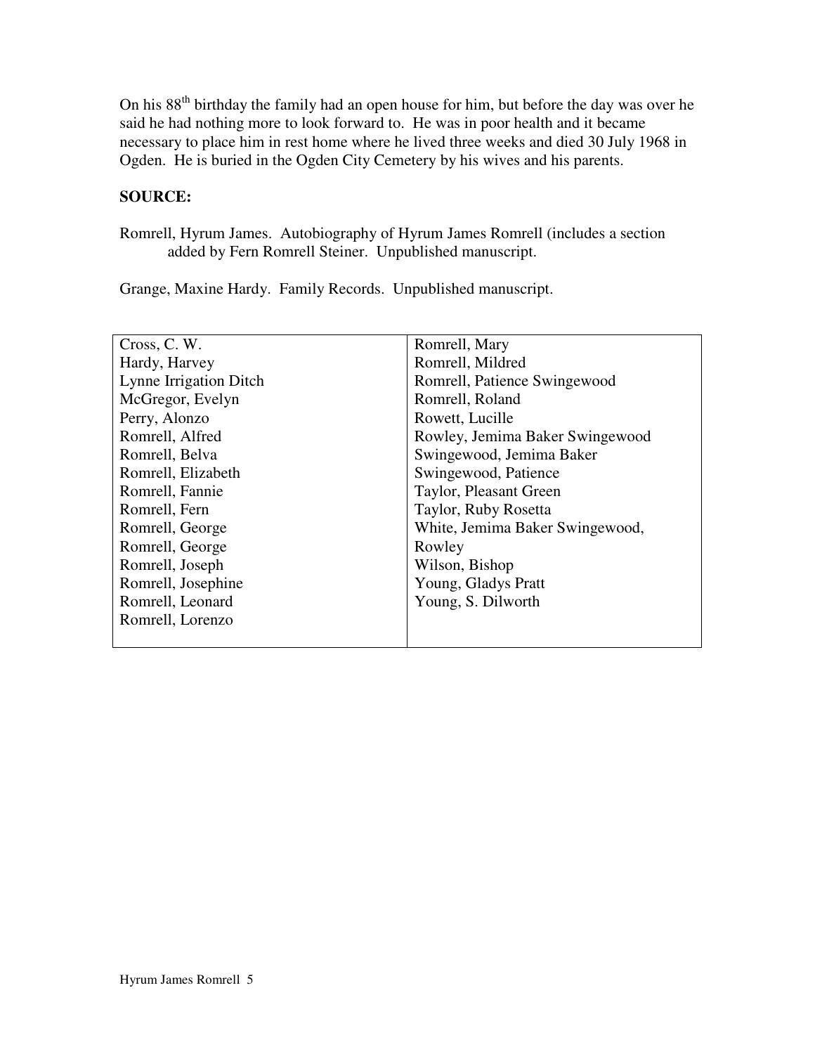On his 88th birthday the family had an open house for him, but before the day was over he said he had nothing more to look forward to. He was in poor health and it became necessary to place him in rest home where he lived three weeks and died 30 July 1968 in Ogden. He is buried in the Ogden City Cemetery by his wives and his parents.

**SOURCE:**

Romrell, Hyrum James. Autobiography of Hyrum James Romrell (includes a section added by Fern Romrell Steiner. Unpublished manuscript.

Grange, Maxine Hardy. Family Records. Unpublished manuscript.

| | |
|---|---|
| Cross, C. W.<br>Hardy, Harvey<br>Lynne Irrigation Ditch<br>McGregor, Evelyn<br>Perry, Alonzo<br>Romrell, Alfred<br>Romrell, Belva<br>Romrell, Elizabeth<br>Romrell, Fannie<br>Romrell, Fern<br>Romrell, George<br>Romrell, George<br>Romrell, Joseph<br>Romrell, Josephine<br>Romrell, Leonard<br>Romrell, Lorenzo | Romrell, Mary<br>Romrell, Mildred<br>Romrell, Patience Swingewood<br>Romrell, Roland<br>Rowett, Lucille<br>Rowley, Jemima Baker Swingewood<br>Swingewood, Jemima Baker<br>Swingewood, Patience<br>Taylor, Pleasant Green<br>Taylor, Ruby Rosetta<br>White, Jemima Baker Swingewood, Rowley<br>Wilson, Bishop<br>Young, Gladys Pratt<br>Young, S. Dilworth |